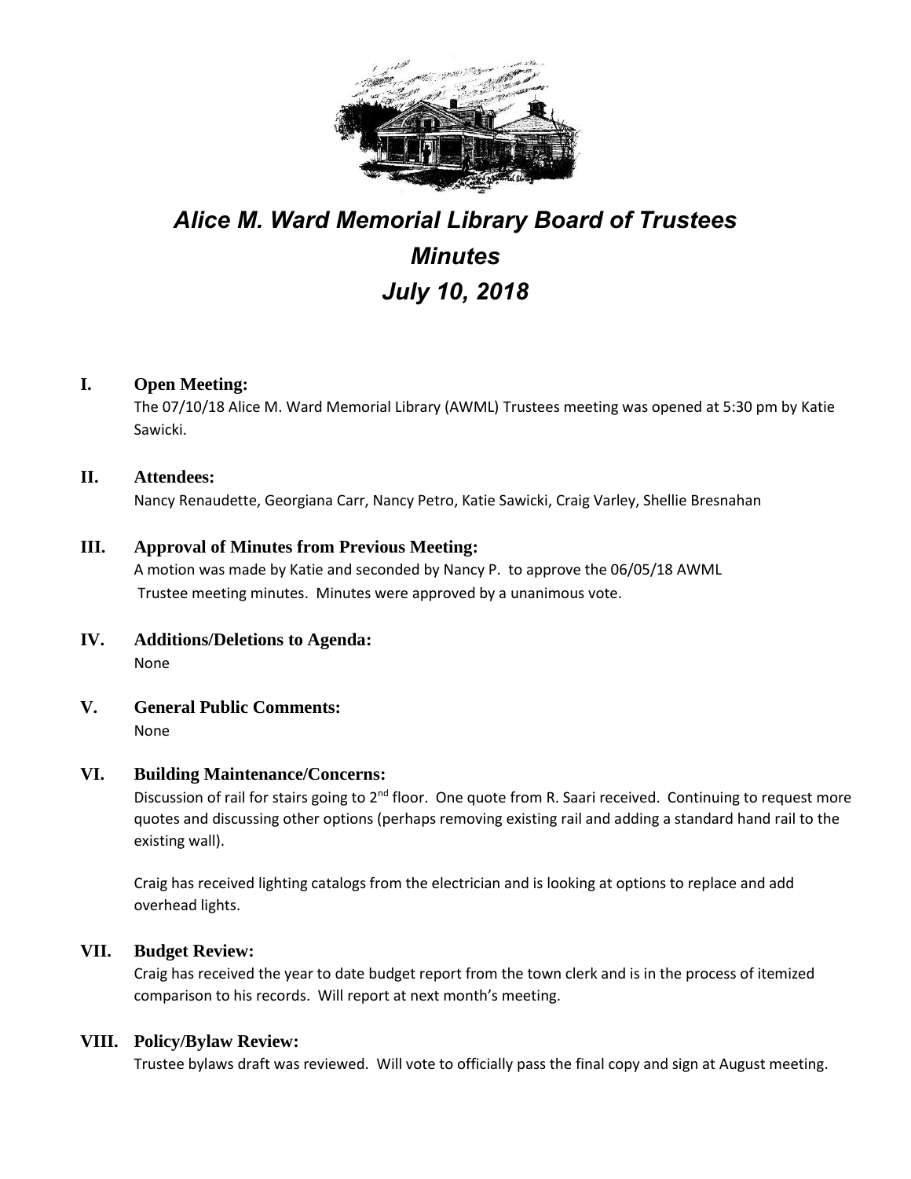# *Alice M. Ward Memorial Library Board of Trustees*
# *Minutes*
# *July 10, 2018*

## I. Open Meeting:

The 07/10/18 Alice M. Ward Memorial Library (AWML) Trustees meeting was opened at 5:30 pm by Katie Sawicki.

## II. Attendees:

Nancy Renaudette, Georgiana Carr, Nancy Petro, Katie Sawicki, Craig Varley, Shellie Bresnahan

## III. Approval of Minutes from Previous Meeting:

A motion was made by Katie and seconded by Nancy P. to approve the 06/05/18 AWML Trustee meeting minutes. Minutes were approved by a unanimous vote.

## IV. Additions/Deletions to Agenda:

None

## V. General Public Comments:

None

## VI. Building Maintenance/Concerns:

Discussion of rail for stairs going to 2nd floor. One quote from R. Saari received. Continuing to request more quotes and discussing other options (perhaps removing existing rail and adding a standard hand rail to the existing wall).

Craig has received lighting catalogs from the electrician and is looking at options to replace and add overhead lights.

## VII. Budget Review:

Craig has received the year to date budget report from the town clerk and is in the process of itemized comparison to his records. Will report at next month's meeting.

## VIII. Policy/Bylaw Review:

Trustee bylaws draft was reviewed. Will vote to officially pass the final copy and sign at August meeting.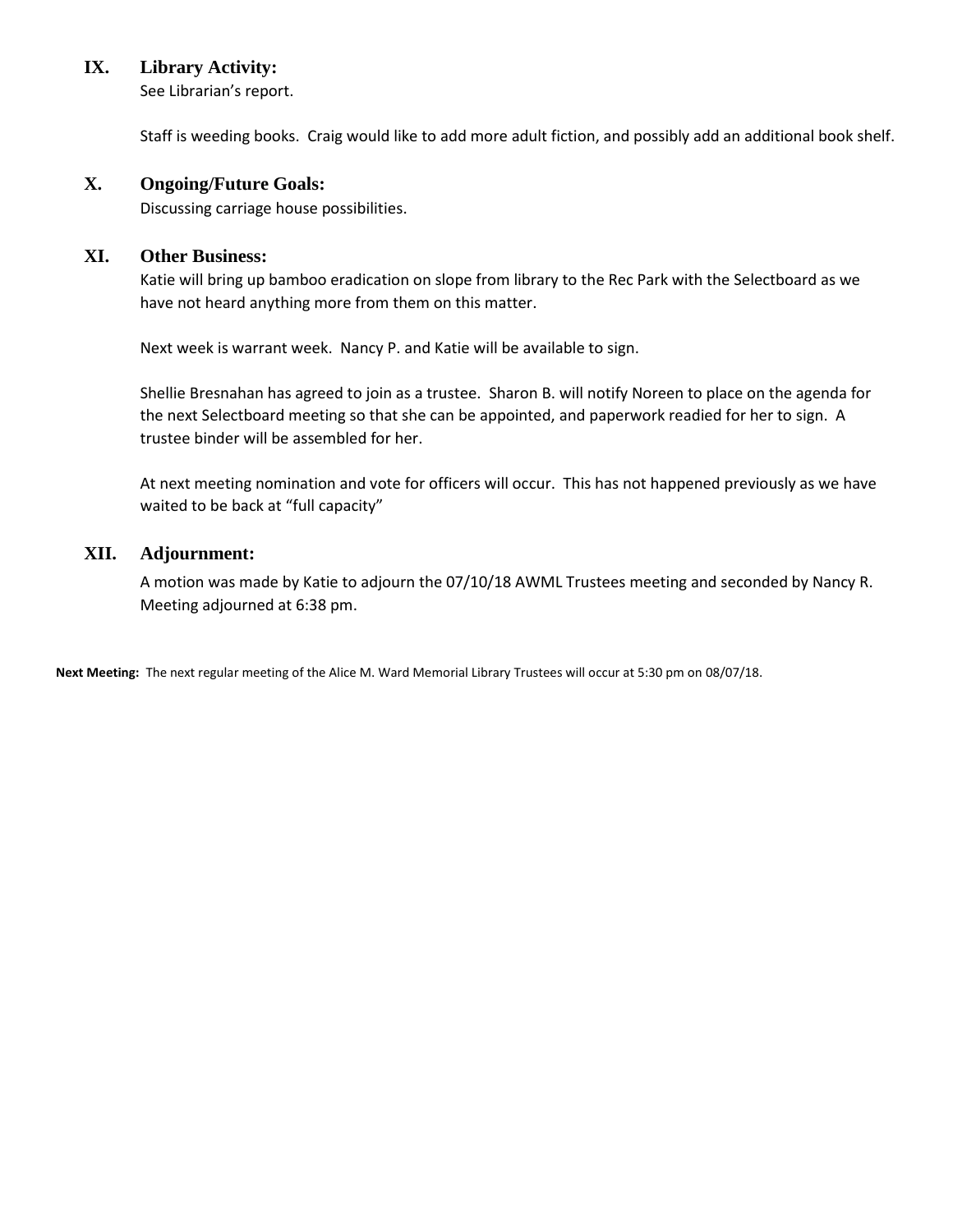## IX. Library Activity:

See Librarian's report.

Staff is weeding books. Craig would like to add more adult fiction, and possibly add an additional book shelf.

## X. Ongoing/Future Goals:

Discussing carriage house possibilities.

## XI. Other Business:

Katie will bring up bamboo eradication on slope from library to the Rec Park with the Selectboard as we have not heard anything more from them on this matter.

Next week is warrant week. Nancy P. and Katie will be available to sign.

Shellie Bresnahan has agreed to join as a trustee. Sharon B. will notify Noreen to place on the agenda for the next Selectboard meeting so that she can be appointed, and paperwork readied for her to sign. A trustee binder will be assembled for her.

At next meeting nomination and vote for officers will occur. This has not happened previously as we have waited to be back at "full capacity"

## XII. Adjournment:

A motion was made by Katie to adjourn the 07/10/18 AWML Trustees meeting and seconded by Nancy R. Meeting adjourned at 6:38 pm.

**Next Meeting:** The next regular meeting of the Alice M. Ward Memorial Library Trustees will occur at 5:30 pm on 08/07/18.